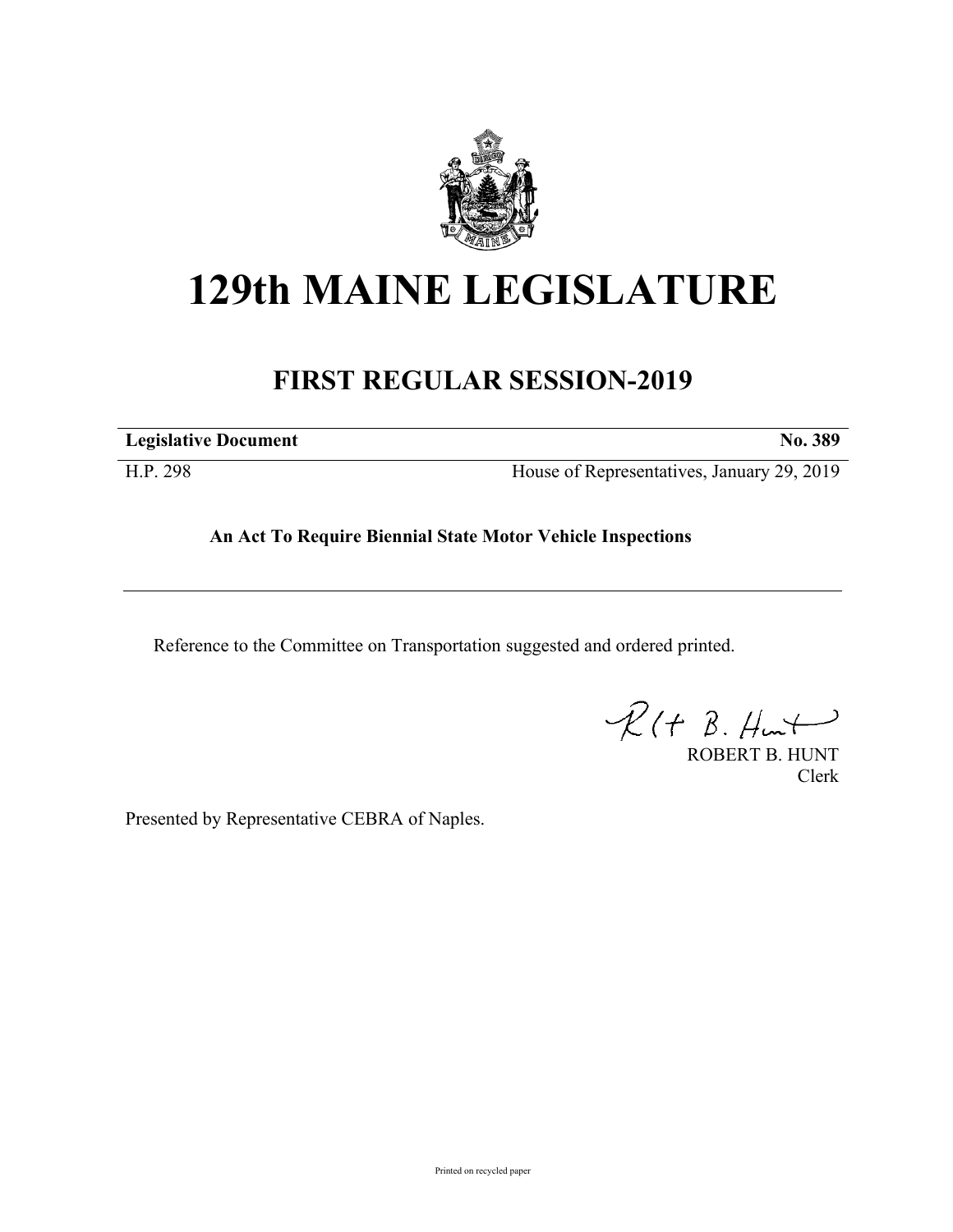# 129th MAINE LEGISLATURE

## FIRST REGULAR SESSION-2019

**Legislative Document** **No. 389**

H.P. 298 House of Representatives, January 29, 2019

**An Act To Require Biennial State Motor Vehicle Inspections**

Reference to the Committee on Transportation suggested and ordered printed.

ROBERT B. HUNT
Clerk

Presented by Representative CEBRA of Naples.

Printed on recycled paper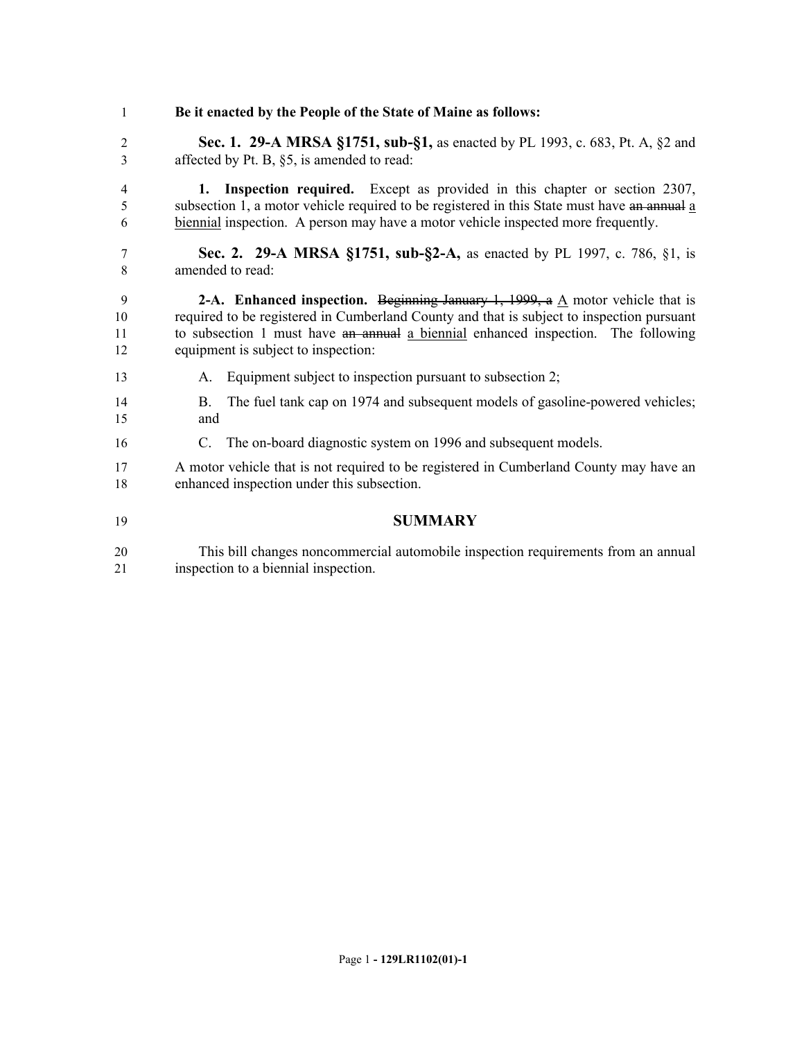**Be it enacted by the People of the State of Maine as follows:**

**Sec. 1. 29-A MRSA §1751, sub-§1,** as enacted by PL 1993, c. 683, Pt. A, §2 and affected by Pt. B, §5, is amended to read:

**1. Inspection required.** Except as provided in this chapter or section 2307, subsection 1, a motor vehicle required to be registered in this State must have ~~an annual~~ a biennial inspection. A person may have a motor vehicle inspected more frequently.

**Sec. 2. 29-A MRSA §1751, sub-§2-A,** as enacted by PL 1997, c. 786, §1, is amended to read:

**2-A. Enhanced inspection.** ~~Beginning January 1, 1999, a~~ A motor vehicle that is required to be registered in Cumberland County and that is subject to inspection pursuant to subsection 1 must have ~~an annual~~ a biennial enhanced inspection. The following equipment is subject to inspection:

A. Equipment subject to inspection pursuant to subsection 2;

B. The fuel tank cap on 1974 and subsequent models of gasoline-powered vehicles; and

C. The on-board diagnostic system on 1996 and subsequent models.

A motor vehicle that is not required to be registered in Cumberland County may have an enhanced inspection under this subsection.

## SUMMARY

This bill changes noncommercial automobile inspection requirements from an annual inspection to a biennial inspection.